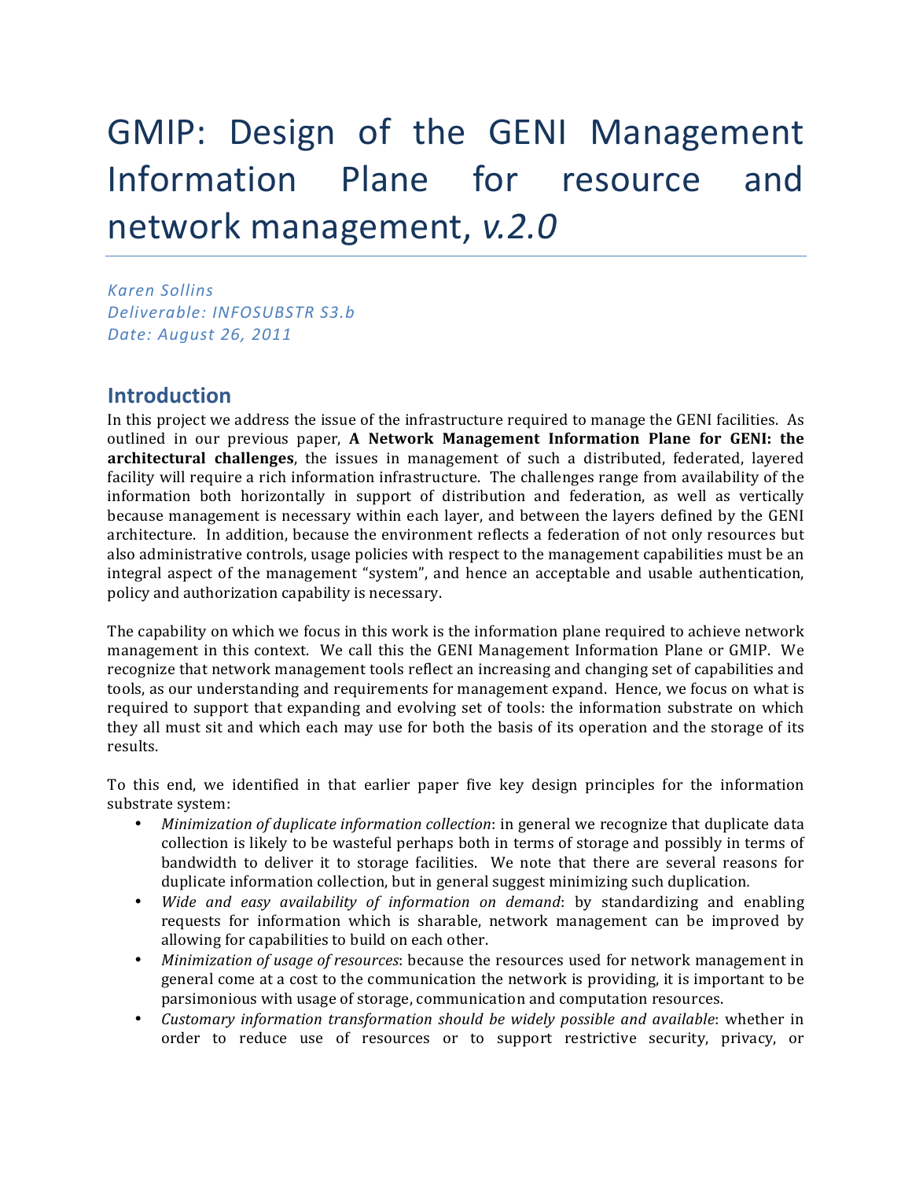# GMIP: Design of the GENI Management Information Plane for resource and network management, *v.2.0*

*Karen Sollins*
*Deliverable: INFOSUBSTR S3.b*
*Date: August 26, 2011*

## Introduction

In this project we address the issue of the infrastructure required to manage the GENI facilities. As outlined in our previous paper, **A Network Management Information Plane for GENI: the architectural challenges**, the issues in management of such a distributed, federated, layered facility will require a rich information infrastructure. The challenges range from availability of the information both horizontally in support of distribution and federation, as well as vertically because management is necessary within each layer, and between the layers defined by the GENI architecture. In addition, because the environment reflects a federation of not only resources but also administrative controls, usage policies with respect to the management capabilities must be an integral aspect of the management "system", and hence an acceptable and usable authentication, policy and authorization capability is necessary.

The capability on which we focus in this work is the information plane required to achieve network management in this context. We call this the GENI Management Information Plane or GMIP. We recognize that network management tools reflect an increasing and changing set of capabilities and tools, as our understanding and requirements for management expand. Hence, we focus on what is required to support that expanding and evolving set of tools: the information substrate on which they all must sit and which each may use for both the basis of its operation and the storage of its results.

To this end, we identified in that earlier paper five key design principles for the information substrate system:

- *Minimization of duplicate information collection*: in general we recognize that duplicate data collection is likely to be wasteful perhaps both in terms of storage and possibly in terms of bandwidth to deliver it to storage facilities. We note that there are several reasons for duplicate information collection, but in general suggest minimizing such duplication.
- *Wide and easy availability of information on demand*: by standardizing and enabling requests for information which is sharable, network management can be improved by allowing for capabilities to build on each other.
- *Minimization of usage of resources*: because the resources used for network management in general come at a cost to the communication the network is providing, it is important to be parsimonious with usage of storage, communication and computation resources.
- *Customary information transformation should be widely possible and available*: whether in order to reduce use of resources or to support restrictive security, privacy, or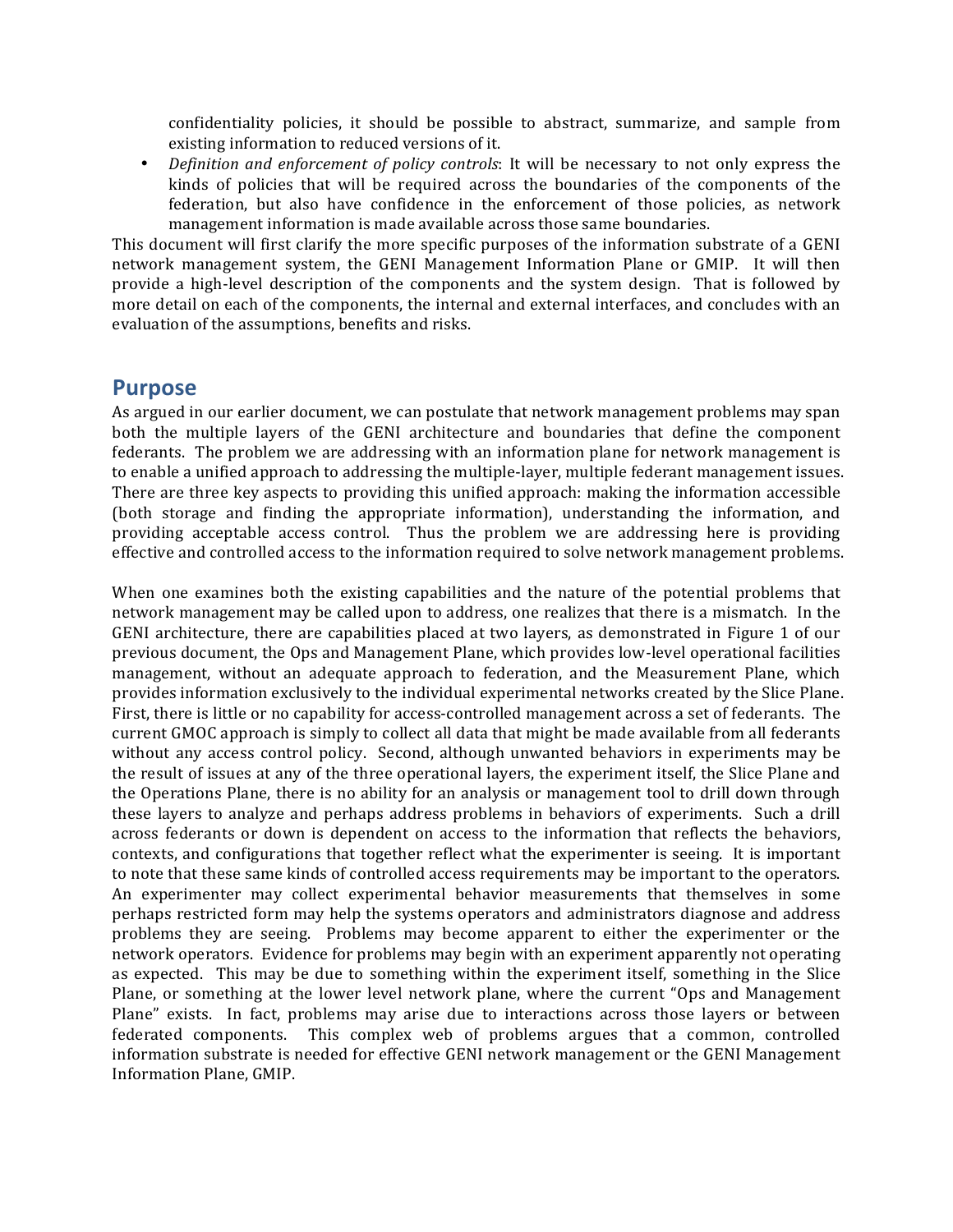confidentiality policies, it should be possible to abstract, summarize, and sample from existing information to reduced versions of it.

- *Definition and enforcement of policy controls*: It will be necessary to not only express the kinds of policies that will be required across the boundaries of the components of the federation, but also have confidence in the enforcement of those policies, as network management information is made available across those same boundaries.

This document will first clarify the more specific purposes of the information substrate of a GENI network management system, the GENI Management Information Plane or GMIP. It will then provide a high-level description of the components and the system design. That is followed by more detail on each of the components, the internal and external interfaces, and concludes with an evaluation of the assumptions, benefits and risks.

## Purpose

As argued in our earlier document, we can postulate that network management problems may span both the multiple layers of the GENI architecture and boundaries that define the component federants. The problem we are addressing with an information plane for network management is to enable a unified approach to addressing the multiple-layer, multiple federant management issues. There are three key aspects to providing this unified approach: making the information accessible (both storage and finding the appropriate information), understanding the information, and providing acceptable access control. Thus the problem we are addressing here is providing effective and controlled access to the information required to solve network management problems.

When one examines both the existing capabilities and the nature of the potential problems that network management may be called upon to address, one realizes that there is a mismatch. In the GENI architecture, there are capabilities placed at two layers, as demonstrated in Figure 1 of our previous document, the Ops and Management Plane, which provides low-level operational facilities management, without an adequate approach to federation, and the Measurement Plane, which provides information exclusively to the individual experimental networks created by the Slice Plane. First, there is little or no capability for access-controlled management across a set of federants. The current GMOC approach is simply to collect all data that might be made available from all federants without any access control policy. Second, although unwanted behaviors in experiments may be the result of issues at any of the three operational layers, the experiment itself, the Slice Plane and the Operations Plane, there is no ability for an analysis or management tool to drill down through these layers to analyze and perhaps address problems in behaviors of experiments. Such a drill across federants or down is dependent on access to the information that reflects the behaviors, contexts, and configurations that together reflect what the experimenter is seeing. It is important to note that these same kinds of controlled access requirements may be important to the operators. An experimenter may collect experimental behavior measurements that themselves in some perhaps restricted form may help the systems operators and administrators diagnose and address problems they are seeing. Problems may become apparent to either the experimenter or the network operators. Evidence for problems may begin with an experiment apparently not operating as expected. This may be due to something within the experiment itself, something in the Slice Plane, or something at the lower level network plane, where the current "Ops and Management Plane" exists. In fact, problems may arise due to interactions across those layers or between federated components. This complex web of problems argues that a common, controlled information substrate is needed for effective GENI network management or the GENI Management Information Plane, GMIP.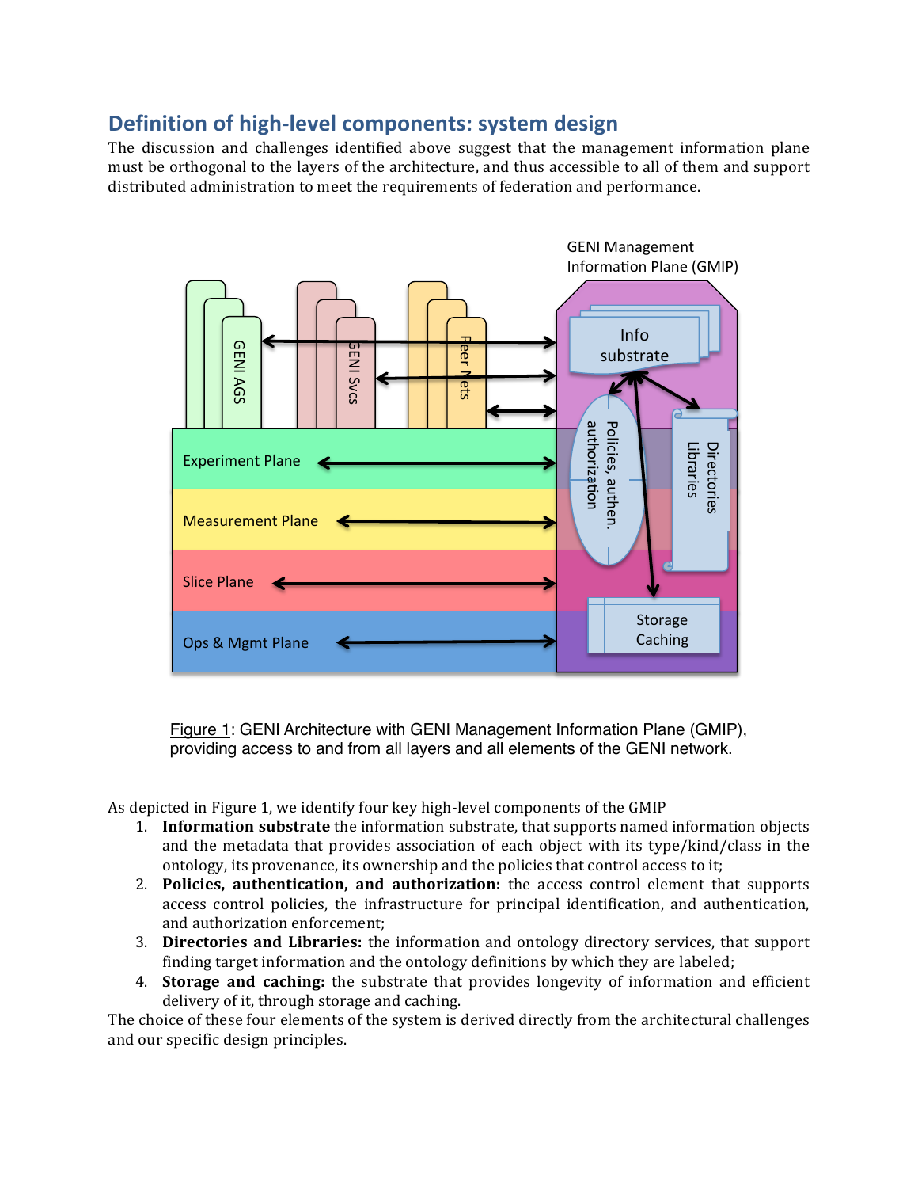## Definition of high-level components: system design

The discussion and challenges identified above suggest that the management information plane must be orthogonal to the layers of the architecture, and thus accessible to all of them and support distributed administration to meet the requirements of federation and performance.

Figure 1: GENI Architecture with GENI Management Information Plane (GMIP), providing access to and from all layers and all elements of the GENI network.

As depicted in Figure 1, we identify four key high-level components of the GMIP

1. **Information substrate** the information substrate, that supports named information objects and the metadata that provides association of each object with its type/kind/class in the ontology, its provenance, its ownership and the policies that control access to it;
2. **Policies, authentication, and authorization:** the access control element that supports access control policies, the infrastructure for principal identification, and authentication, and authorization enforcement;
3. **Directories and Libraries:** the information and ontology directory services, that support finding target information and the ontology definitions by which they are labeled;
4. **Storage and caching:** the substrate that provides longevity of information and efficient delivery of it, through storage and caching.

The choice of these four elements of the system is derived directly from the architectural challenges and our specific design principles.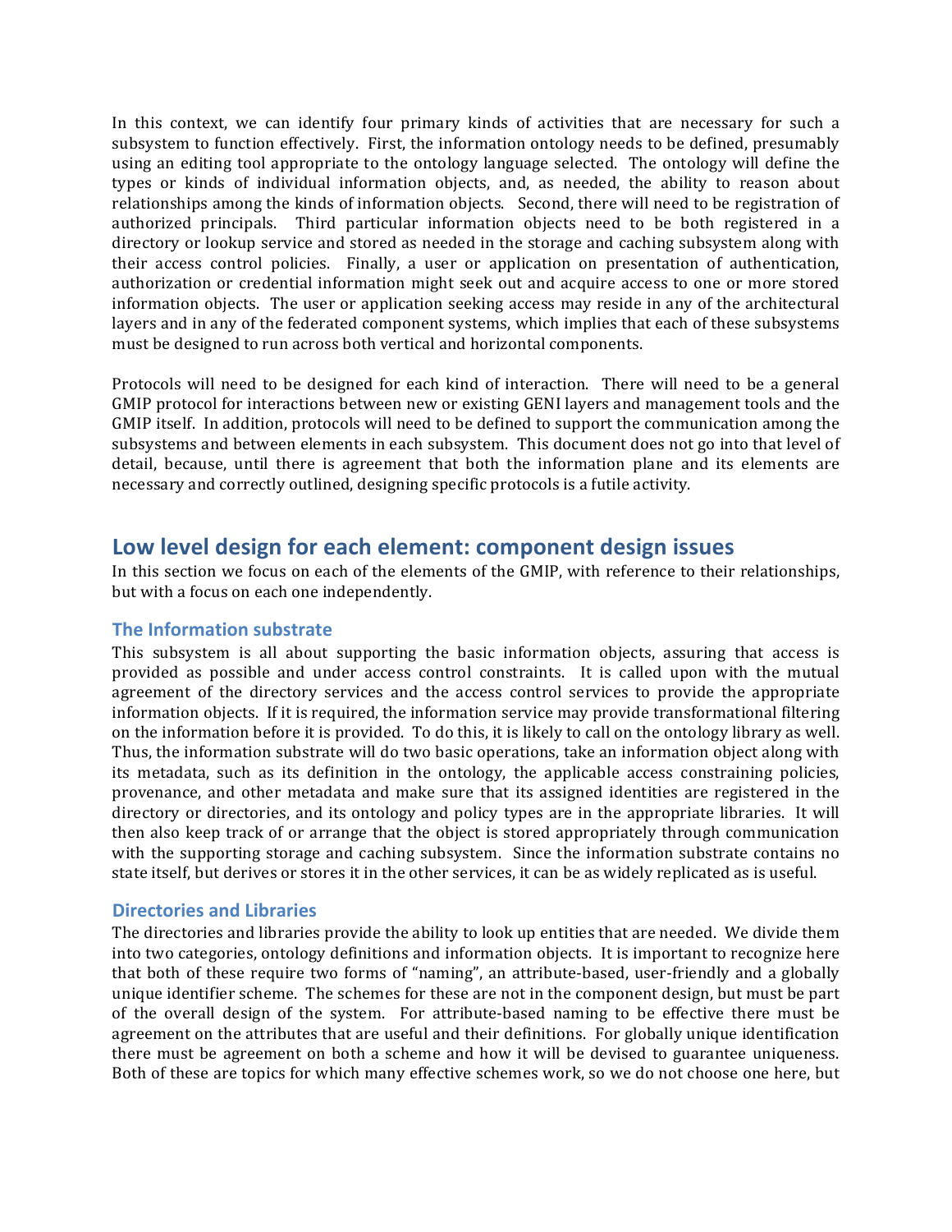In this context, we can identify four primary kinds of activities that are necessary for such a subsystem to function effectively. First, the information ontology needs to be defined, presumably using an editing tool appropriate to the ontology language selected. The ontology will define the types or kinds of individual information objects, and, as needed, the ability to reason about relationships among the kinds of information objects. Second, there will need to be registration of authorized principals. Third particular information objects need to be both registered in a directory or lookup service and stored as needed in the storage and caching subsystem along with their access control policies. Finally, a user or application on presentation of authentication, authorization or credential information might seek out and acquire access to one or more stored information objects. The user or application seeking access may reside in any of the architectural layers and in any of the federated component systems, which implies that each of these subsystems must be designed to run across both vertical and horizontal components.

Protocols will need to be designed for each kind of interaction. There will need to be a general GMIP protocol for interactions between new or existing GENI layers and management tools and the GMIP itself. In addition, protocols will need to be defined to support the communication among the subsystems and between elements in each subsystem. This document does not go into that level of detail, because, until there is agreement that both the information plane and its elements are necessary and correctly outlined, designing specific protocols is a futile activity.

## Low level design for each element: component design issues

In this section we focus on each of the elements of the GMIP, with reference to their relationships, but with a focus on each one independently.

### The Information substrate

This subsystem is all about supporting the basic information objects, assuring that access is provided as possible and under access control constraints. It is called upon with the mutual agreement of the directory services and the access control services to provide the appropriate information objects. If it is required, the information service may provide transformational filtering on the information before it is provided. To do this, it is likely to call on the ontology library as well. Thus, the information substrate will do two basic operations, take an information object along with its metadata, such as its definition in the ontology, the applicable access constraining policies, provenance, and other metadata and make sure that its assigned identities are registered in the directory or directories, and its ontology and policy types are in the appropriate libraries. It will then also keep track of or arrange that the object is stored appropriately through communication with the supporting storage and caching subsystem. Since the information substrate contains no state itself, but derives or stores it in the other services, it can be as widely replicated as is useful.

### Directories and Libraries

The directories and libraries provide the ability to look up entities that are needed. We divide them into two categories, ontology definitions and information objects. It is important to recognize here that both of these require two forms of "naming", an attribute-based, user-friendly and a globally unique identifier scheme. The schemes for these are not in the component design, but must be part of the overall design of the system. For attribute-based naming to be effective there must be agreement on the attributes that are useful and their definitions. For globally unique identification there must be agreement on both a scheme and how it will be devised to guarantee uniqueness. Both of these are topics for which many effective schemes work, so we do not choose one here, but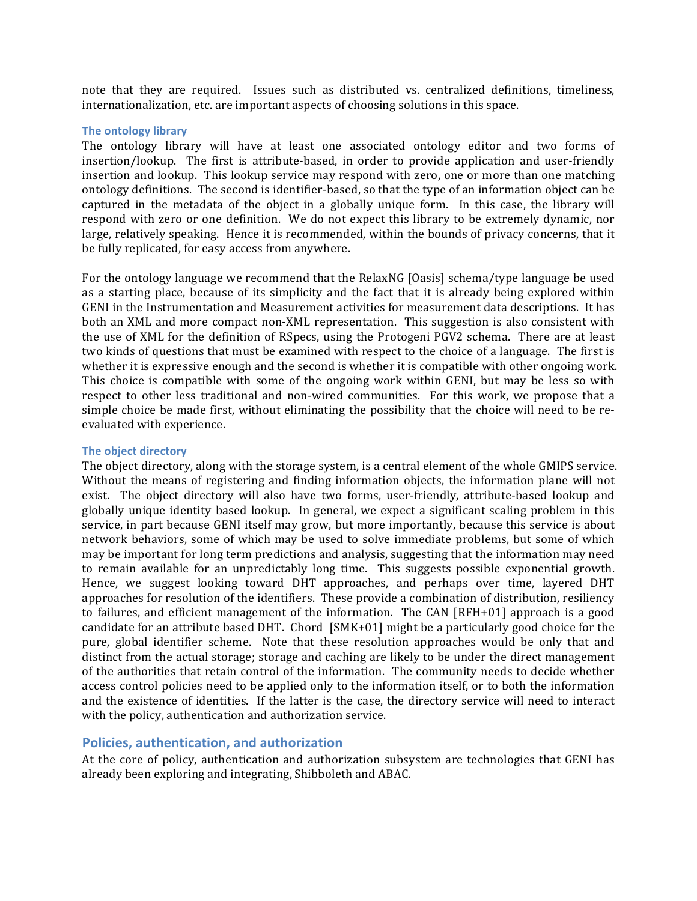note that they are required. Issues such as distributed vs. centralized definitions, timeliness, internationalization, etc. are important aspects of choosing solutions in this space.

### The ontology library

The ontology library will have at least one associated ontology editor and two forms of insertion/lookup. The first is attribute-based, in order to provide application and user-friendly insertion and lookup. This lookup service may respond with zero, one or more than one matching ontology definitions. The second is identifier-based, so that the type of an information object can be captured in the metadata of the object in a globally unique form. In this case, the library will respond with zero or one definition. We do not expect this library to be extremely dynamic, nor large, relatively speaking. Hence it is recommended, within the bounds of privacy concerns, that it be fully replicated, for easy access from anywhere.

For the ontology language we recommend that the RelaxNG [Oasis] schema/type language be used as a starting place, because of its simplicity and the fact that it is already being explored within GENI in the Instrumentation and Measurement activities for measurement data descriptions. It has both an XML and more compact non-XML representation. This suggestion is also consistent with the use of XML for the definition of RSpecs, using the Protogeni PGV2 schema. There are at least two kinds of questions that must be examined with respect to the choice of a language. The first is whether it is expressive enough and the second is whether it is compatible with other ongoing work. This choice is compatible with some of the ongoing work within GENI, but may be less so with respect to other less traditional and non-wired communities. For this work, we propose that a simple choice be made first, without eliminating the possibility that the choice will need to be re-evaluated with experience.

### The object directory

The object directory, along with the storage system, is a central element of the whole GMIPS service. Without the means of registering and finding information objects, the information plane will not exist. The object directory will also have two forms, user-friendly, attribute-based lookup and globally unique identity based lookup. In general, we expect a significant scaling problem in this service, in part because GENI itself may grow, but more importantly, because this service is about network behaviors, some of which may be used to solve immediate problems, but some of which may be important for long term predictions and analysis, suggesting that the information may need to remain available for an unpredictably long time. This suggests possible exponential growth. Hence, we suggest looking toward DHT approaches, and perhaps over time, layered DHT approaches for resolution of the identifiers. These provide a combination of distribution, resiliency to failures, and efficient management of the information. The CAN [RFH+01] approach is a good candidate for an attribute based DHT. Chord [SMK+01] might be a particularly good choice for the pure, global identifier scheme. Note that these resolution approaches would be only that and distinct from the actual storage; storage and caching are likely to be under the direct management of the authorities that retain control of the information. The community needs to decide whether access control policies need to be applied only to the information itself, or to both the information and the existence of identities. If the latter is the case, the directory service will need to interact with the policy, authentication and authorization service.

## Policies, authentication, and authorization

At the core of policy, authentication and authorization subsystem are technologies that GENI has already been exploring and integrating, Shibboleth and ABAC.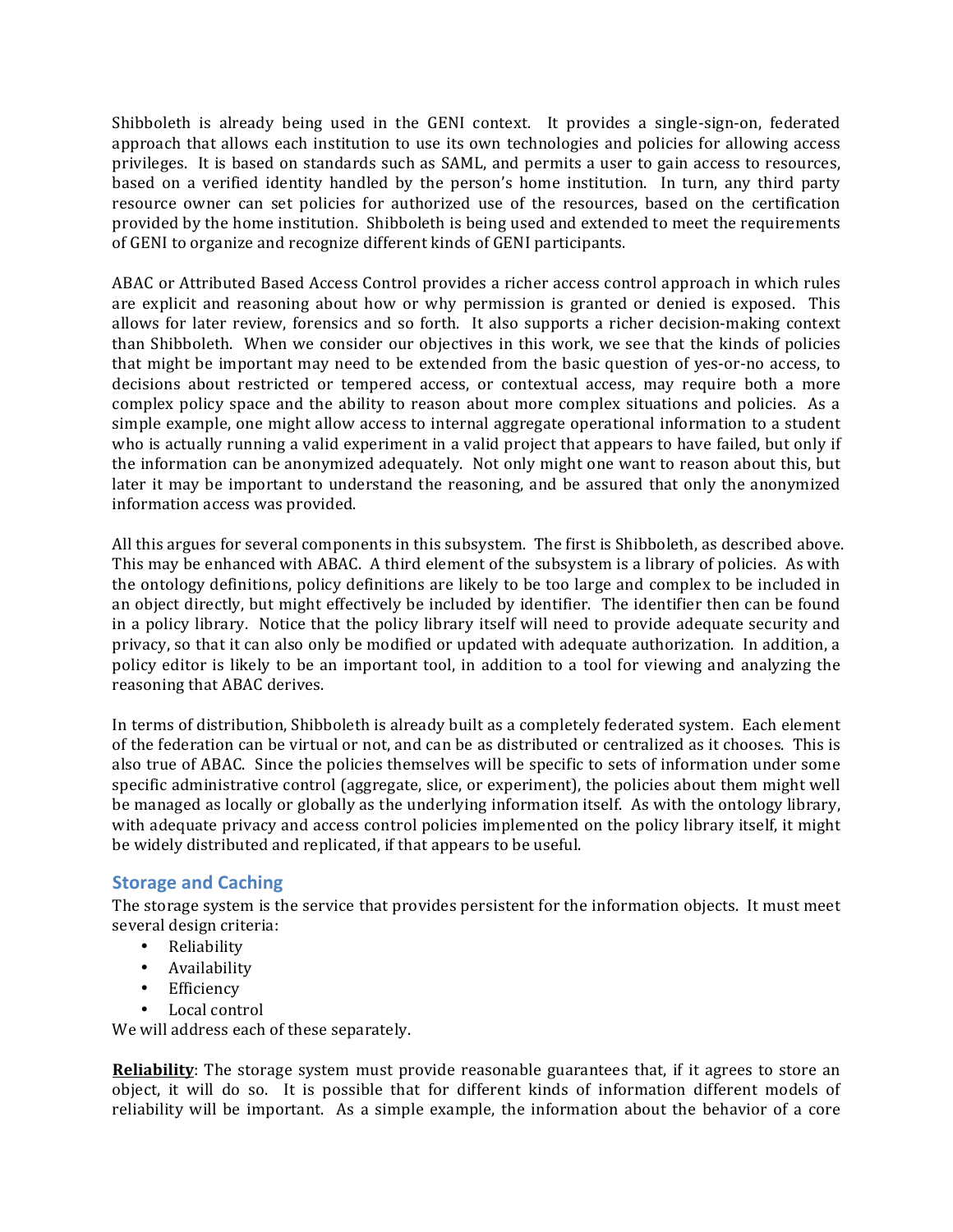Shibboleth is already being used in the GENI context. It provides a single-sign-on, federated approach that allows each institution to use its own technologies and policies for allowing access privileges. It is based on standards such as SAML, and permits a user to gain access to resources, based on a verified identity handled by the person's home institution. In turn, any third party resource owner can set policies for authorized use of the resources, based on the certification provided by the home institution. Shibboleth is being used and extended to meet the requirements of GENI to organize and recognize different kinds of GENI participants.

ABAC or Attributed Based Access Control provides a richer access control approach in which rules are explicit and reasoning about how or why permission is granted or denied is exposed. This allows for later review, forensics and so forth. It also supports a richer decision-making context than Shibboleth. When we consider our objectives in this work, we see that the kinds of policies that might be important may need to be extended from the basic question of yes-or-no access, to decisions about restricted or tempered access, or contextual access, may require both a more complex policy space and the ability to reason about more complex situations and policies. As a simple example, one might allow access to internal aggregate operational information to a student who is actually running a valid experiment in a valid project that appears to have failed, but only if the information can be anonymized adequately. Not only might one want to reason about this, but later it may be important to understand the reasoning, and be assured that only the anonymized information access was provided.

All this argues for several components in this subsystem. The first is Shibboleth, as described above. This may be enhanced with ABAC. A third element of the subsystem is a library of policies. As with the ontology definitions, policy definitions are likely to be too large and complex to be included in an object directly, but might effectively be included by identifier. The identifier then can be found in a policy library. Notice that the policy library itself will need to provide adequate security and privacy, so that it can also only be modified or updated with adequate authorization. In addition, a policy editor is likely to be an important tool, in addition to a tool for viewing and analyzing the reasoning that ABAC derives.

In terms of distribution, Shibboleth is already built as a completely federated system. Each element of the federation can be virtual or not, and can be as distributed or centralized as it chooses. This is also true of ABAC. Since the policies themselves will be specific to sets of information under some specific administrative control (aggregate, slice, or experiment), the policies about them might well be managed as locally or globally as the underlying information itself. As with the ontology library, with adequate privacy and access control policies implemented on the policy library itself, it might be widely distributed and replicated, if that appears to be useful.

## Storage and Caching

The storage system is the service that provides persistent for the information objects. It must meet several design criteria:

- Reliability
- Availability
- Efficiency
- Local control

We will address each of these separately.

**Reliability**: The storage system must provide reasonable guarantees that, if it agrees to store an object, it will do so. It is possible that for different kinds of information different models of reliability will be important. As a simple example, the information about the behavior of a core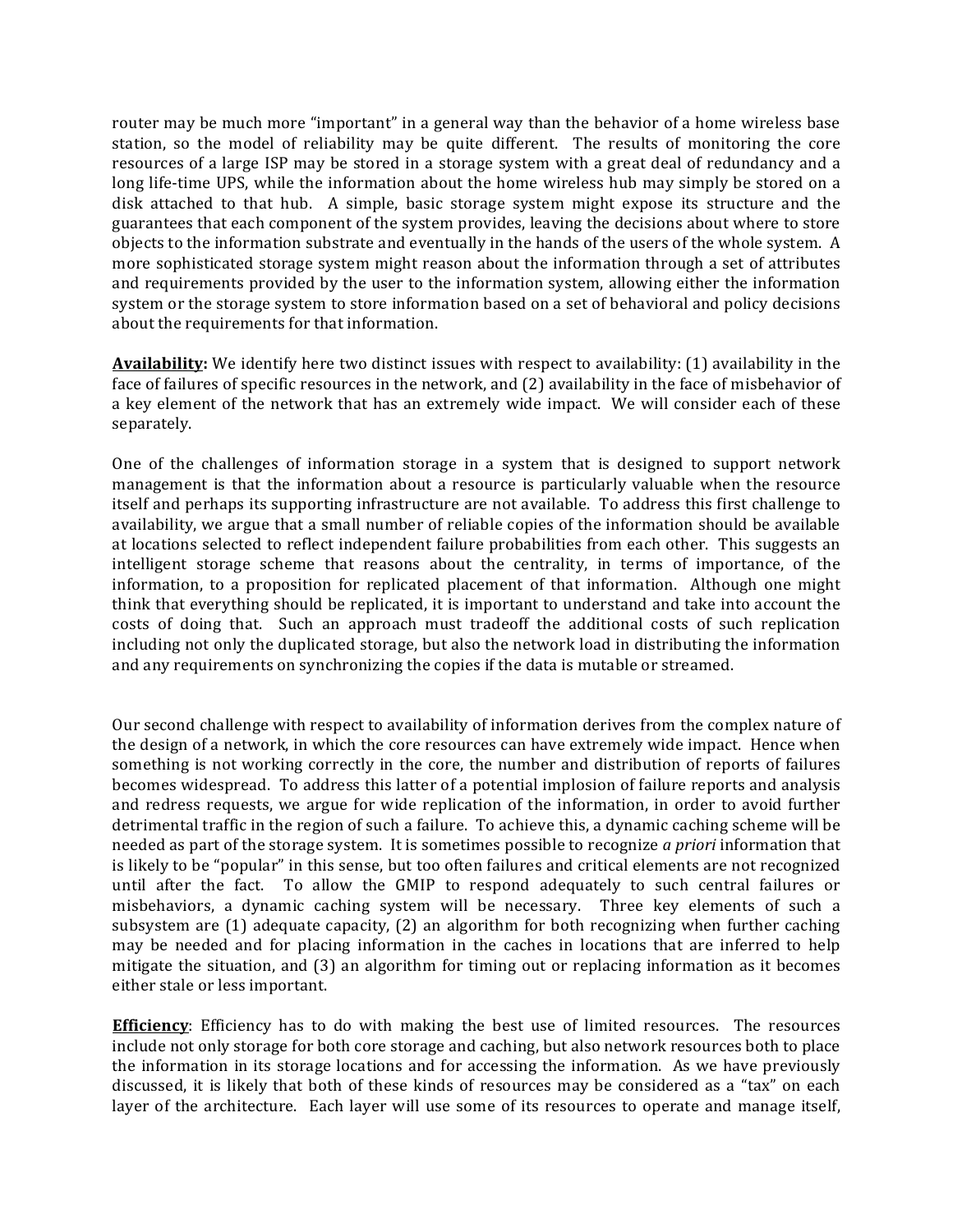router may be much more "important" in a general way than the behavior of a home wireless base station, so the model of reliability may be quite different. The results of monitoring the core resources of a large ISP may be stored in a storage system with a great deal of redundancy and a long life-time UPS, while the information about the home wireless hub may simply be stored on a disk attached to that hub. A simple, basic storage system might expose its structure and the guarantees that each component of the system provides, leaving the decisions about where to store objects to the information substrate and eventually in the hands of the users of the whole system. A more sophisticated storage system might reason about the information through a set of attributes and requirements provided by the user to the information system, allowing either the information system or the storage system to store information based on a set of behavioral and policy decisions about the requirements for that information.

**Availability:** We identify here two distinct issues with respect to availability: (1) availability in the face of failures of specific resources in the network, and (2) availability in the face of misbehavior of a key element of the network that has an extremely wide impact. We will consider each of these separately.

One of the challenges of information storage in a system that is designed to support network management is that the information about a resource is particularly valuable when the resource itself and perhaps its supporting infrastructure are not available. To address this first challenge to availability, we argue that a small number of reliable copies of the information should be available at locations selected to reflect independent failure probabilities from each other. This suggests an intelligent storage scheme that reasons about the centrality, in terms of importance, of the information, to a proposition for replicated placement of that information. Although one might think that everything should be replicated, it is important to understand and take into account the costs of doing that. Such an approach must tradeoff the additional costs of such replication including not only the duplicated storage, but also the network load in distributing the information and any requirements on synchronizing the copies if the data is mutable or streamed.

Our second challenge with respect to availability of information derives from the complex nature of the design of a network, in which the core resources can have extremely wide impact. Hence when something is not working correctly in the core, the number and distribution of reports of failures becomes widespread. To address this latter of a potential implosion of failure reports and analysis and redress requests, we argue for wide replication of the information, in order to avoid further detrimental traffic in the region of such a failure. To achieve this, a dynamic caching scheme will be needed as part of the storage system. It is sometimes possible to recognize *a priori* information that is likely to be "popular" in this sense, but too often failures and critical elements are not recognized until after the fact. To allow the GMIP to respond adequately to such central failures or misbehaviors, a dynamic caching system will be necessary. Three key elements of such a subsystem are (1) adequate capacity, (2) an algorithm for both recognizing when further caching may be needed and for placing information in the caches in locations that are inferred to help mitigate the situation, and (3) an algorithm for timing out or replacing information as it becomes either stale or less important.

**Efficiency**: Efficiency has to do with making the best use of limited resources. The resources include not only storage for both core storage and caching, but also network resources both to place the information in its storage locations and for accessing the information. As we have previously discussed, it is likely that both of these kinds of resources may be considered as a "tax" on each layer of the architecture. Each layer will use some of its resources to operate and manage itself,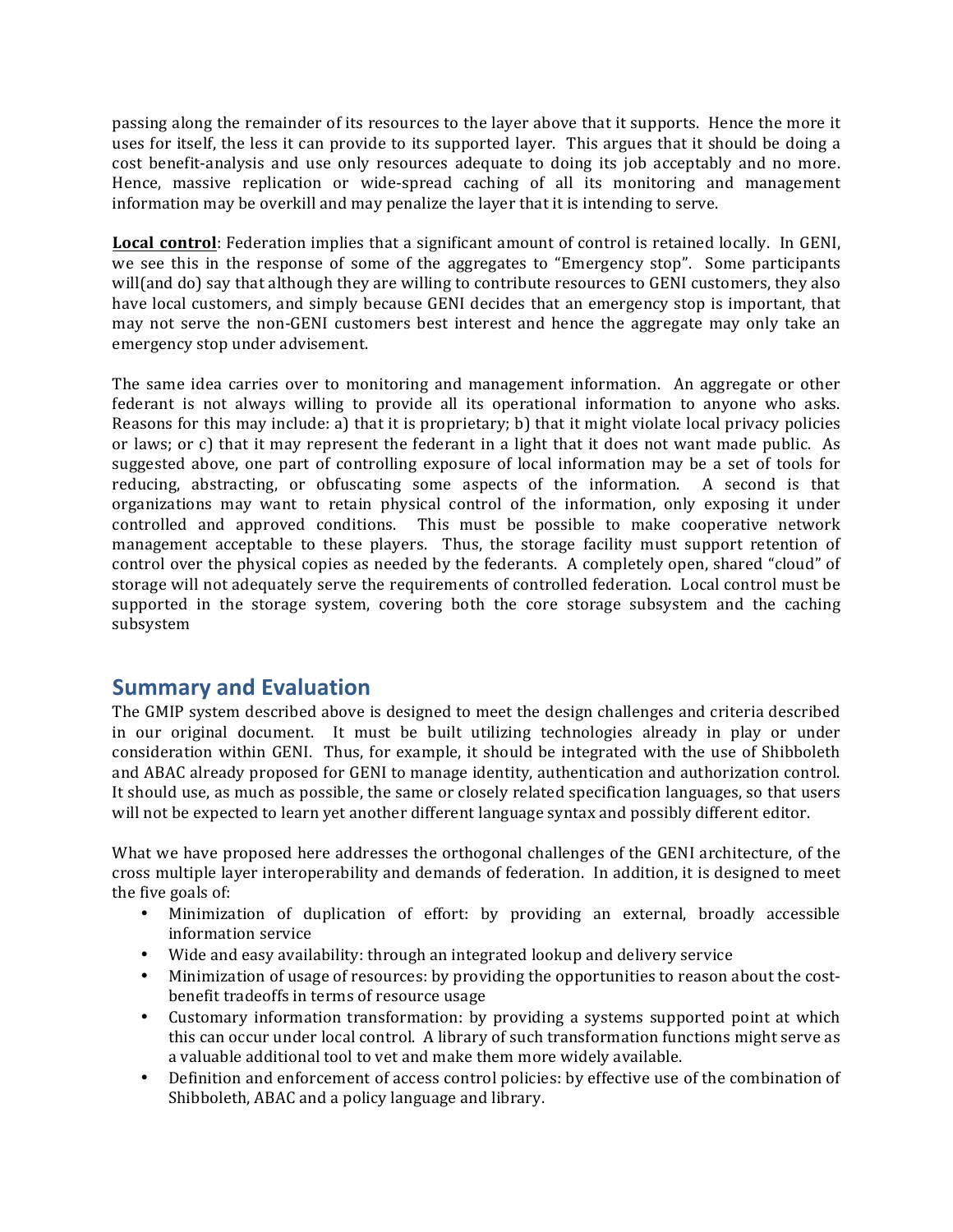passing along the remainder of its resources to the layer above that it supports. Hence the more it uses for itself, the less it can provide to its supported layer. This argues that it should be doing a cost benefit-analysis and use only resources adequate to doing its job acceptably and no more. Hence, massive replication or wide-spread caching of all its monitoring and management information may be overkill and may penalize the layer that it is intending to serve.

**Local control**: Federation implies that a significant amount of control is retained locally. In GENI, we see this in the response of some of the aggregates to "Emergency stop". Some participants will(and do) say that although they are willing to contribute resources to GENI customers, they also have local customers, and simply because GENI decides that an emergency stop is important, that may not serve the non-GENI customers best interest and hence the aggregate may only take an emergency stop under advisement.

The same idea carries over to monitoring and management information. An aggregate or other federant is not always willing to provide all its operational information to anyone who asks. Reasons for this may include: a) that it is proprietary; b) that it might violate local privacy policies or laws; or c) that it may represent the federant in a light that it does not want made public. As suggested above, one part of controlling exposure of local information may be a set of tools for reducing, abstracting, or obfuscating some aspects of the information. A second is that organizations may want to retain physical control of the information, only exposing it under controlled and approved conditions. This must be possible to make cooperative network management acceptable to these players. Thus, the storage facility must support retention of control over the physical copies as needed by the federants. A completely open, shared "cloud" of storage will not adequately serve the requirements of controlled federation. Local control must be supported in the storage system, covering both the core storage subsystem and the caching subsystem

## Summary and Evaluation

The GMIP system described above is designed to meet the design challenges and criteria described in our original document. It must be built utilizing technologies already in play or under consideration within GENI. Thus, for example, it should be integrated with the use of Shibboleth and ABAC already proposed for GENI to manage identity, authentication and authorization control. It should use, as much as possible, the same or closely related specification languages, so that users will not be expected to learn yet another different language syntax and possibly different editor.

What we have proposed here addresses the orthogonal challenges of the GENI architecture, of the cross multiple layer interoperability and demands of federation. In addition, it is designed to meet the five goals of:

- Minimization of duplication of effort: by providing an external, broadly accessible information service
- Wide and easy availability: through an integrated lookup and delivery service
- Minimization of usage of resources: by providing the opportunities to reason about the cost-benefit tradeoffs in terms of resource usage
- Customary information transformation: by providing a systems supported point at which this can occur under local control. A library of such transformation functions might serve as a valuable additional tool to vet and make them more widely available.
- Definition and enforcement of access control policies: by effective use of the combination of Shibboleth, ABAC and a policy language and library.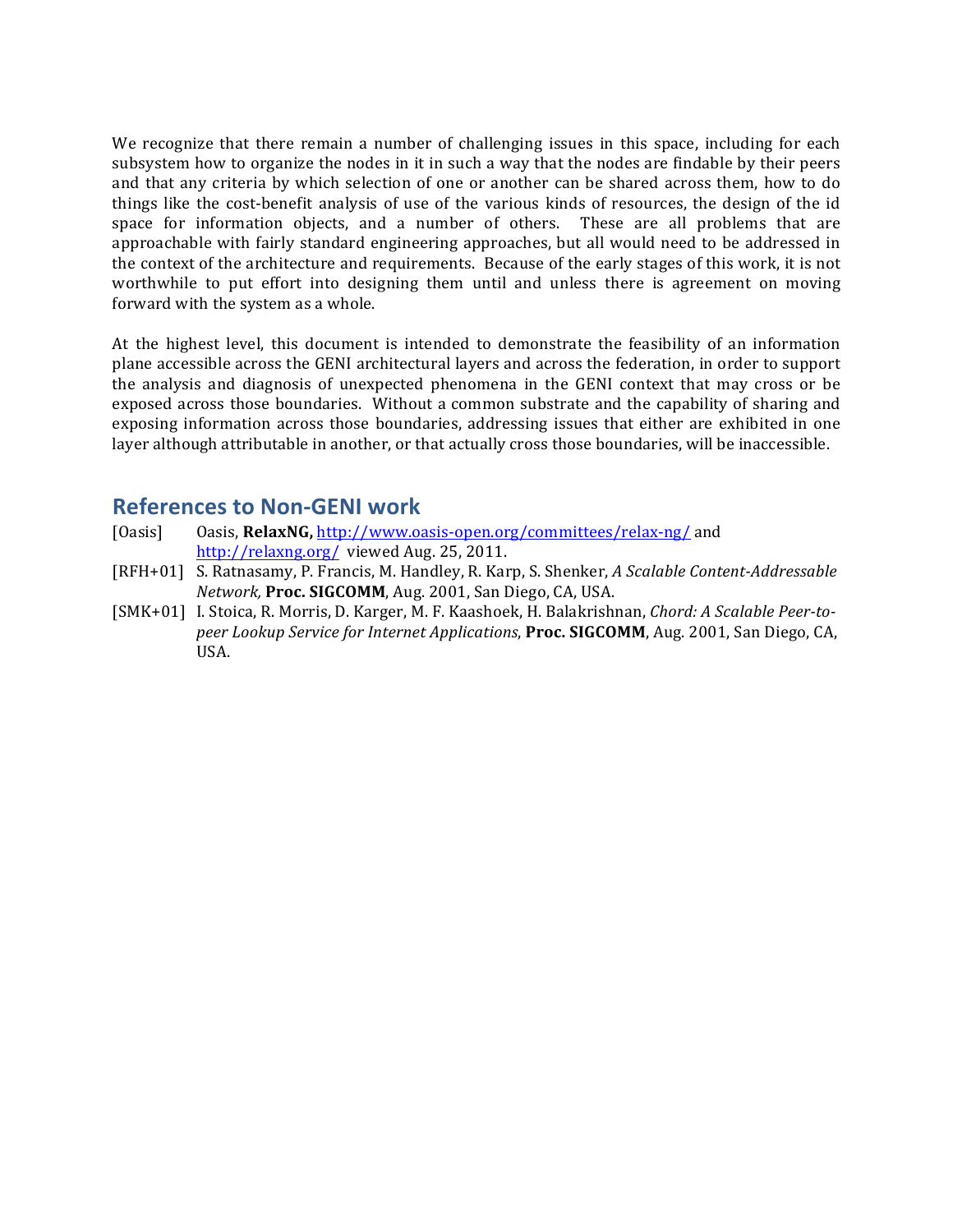We recognize that there remain a number of challenging issues in this space, including for each subsystem how to organize the nodes in it in such a way that the nodes are findable by their peers and that any criteria by which selection of one or another can be shared across them, how to do things like the cost-benefit analysis of use of the various kinds of resources, the design of the id space for information objects, and a number of others. These are all problems that are approachable with fairly standard engineering approaches, but all would need to be addressed in the context of the architecture and requirements. Because of the early stages of this work, it is not worthwhile to put effort into designing them until and unless there is agreement on moving forward with the system as a whole.

At the highest level, this document is intended to demonstrate the feasibility of an information plane accessible across the GENI architectural layers and across the federation, in order to support the analysis and diagnosis of unexpected phenomena in the GENI context that may cross or be exposed across those boundaries. Without a common substrate and the capability of sharing and exposing information across those boundaries, addressing issues that either are exhibited in one layer although attributable in another, or that actually cross those boundaries, will be inaccessible.

## References to Non-GENI work

[Oasis] Oasis, **RelaxNG,** http://www.oasis-open.org/committees/relax-ng/ and http://relaxng.org/ viewed Aug. 25, 2011.

[RFH+01] S. Ratnasamy, P. Francis, M. Handley, R. Karp, S. Shenker, *A Scalable Content-Addressable Network,* **Proc. SIGCOMM**, Aug. 2001, San Diego, CA, USA.

[SMK+01] I. Stoica, R. Morris, D. Karger, M. F. Kaashoek, H. Balakrishnan, *Chord: A Scalable Peer-to-peer Lookup Service for Internet Applications*, **Proc. SIGCOMM**, Aug. 2001, San Diego, CA, USA.